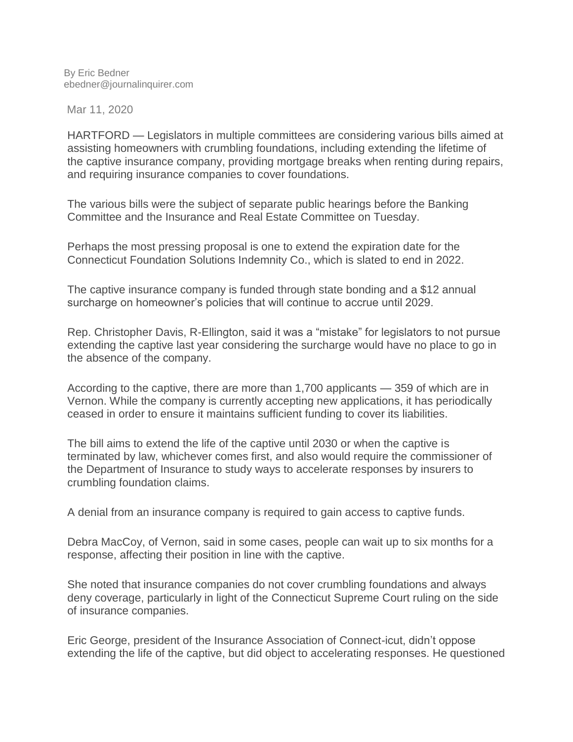By Eric Bedner
ebedner@journalinquirer.com

Mar 11, 2020

HARTFORD — Legislators in multiple committees are considering various bills aimed at assisting homeowners with crumbling foundations, including extending the lifetime of the captive insurance company, providing mortgage breaks when renting during repairs, and requiring insurance companies to cover foundations.

The various bills were the subject of separate public hearings before the Banking Committee and the Insurance and Real Estate Committee on Tuesday.

Perhaps the most pressing proposal is one to extend the expiration date for the Connecticut Foundation Solutions Indemnity Co., which is slated to end in 2022.

The captive insurance company is funded through state bonding and a $12 annual surcharge on homeowner's policies that will continue to accrue until 2029.

Rep. Christopher Davis, R-Ellington, said it was a "mistake" for legislators to not pursue extending the captive last year considering the surcharge would have no place to go in the absence of the company.

According to the captive, there are more than 1,700 applicants — 359 of which are in Vernon. While the company is currently accepting new applications, it has periodically ceased in order to ensure it maintains sufficient funding to cover its liabilities.

The bill aims to extend the life of the captive until 2030 or when the captive is terminated by law, whichever comes first, and also would require the commissioner of the Department of Insurance to study ways to accelerate responses by insurers to crumbling foundation claims.

A denial from an insurance company is required to gain access to captive funds.

Debra MacCoy, of Vernon, said in some cases, people can wait up to six months for a response, affecting their position in line with the captive.

She noted that insurance companies do not cover crumbling foundations and always deny coverage, particularly in light of the Connecticut Supreme Court ruling on the side of insurance companies.

Eric George, president of the Insurance Association of Connect-icut, didn't oppose extending the life of the captive, but did object to accelerating responses. He questioned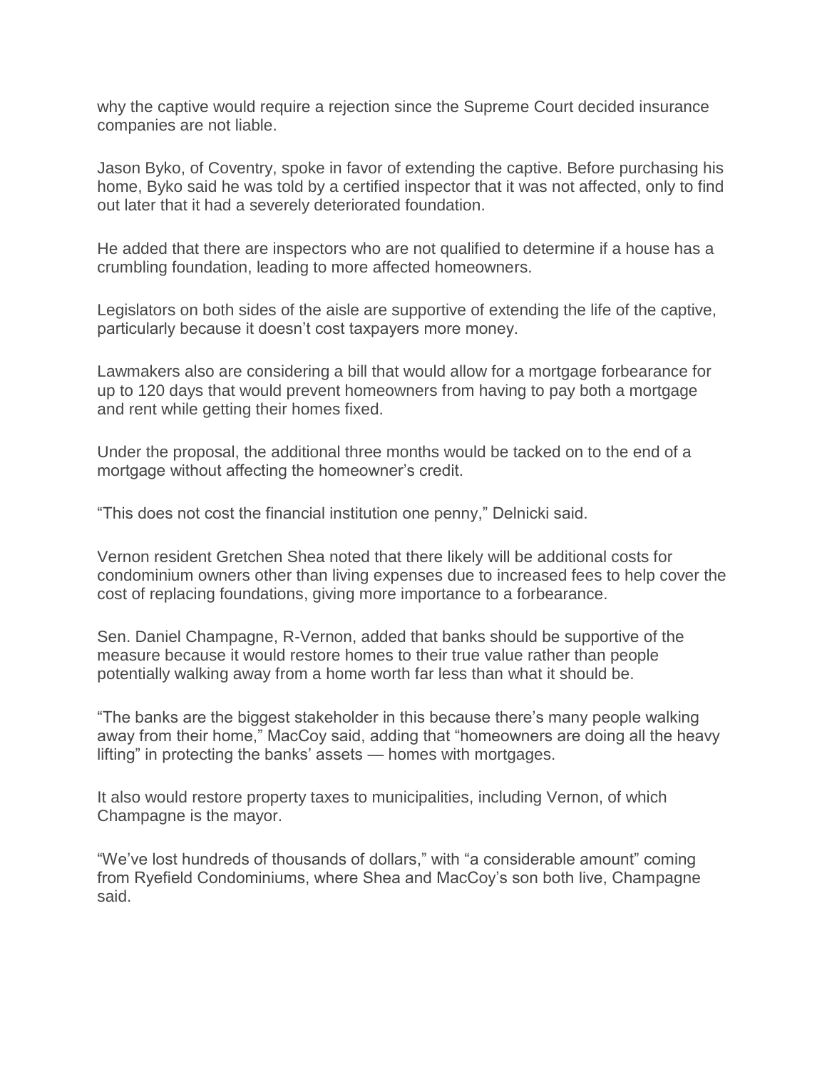why the captive would require a rejection since the Supreme Court decided insurance companies are not liable.

Jason Byko, of Coventry, spoke in favor of extending the captive. Before purchasing his home, Byko said he was told by a certified inspector that it was not affected, only to find out later that it had a severely deteriorated foundation.

He added that there are inspectors who are not qualified to determine if a house has a crumbling foundation, leading to more affected homeowners.

Legislators on both sides of the aisle are supportive of extending the life of the captive, particularly because it doesn't cost taxpayers more money.

Lawmakers also are considering a bill that would allow for a mortgage forbearance for up to 120 days that would prevent homeowners from having to pay both a mortgage and rent while getting their homes fixed.

Under the proposal, the additional three months would be tacked on to the end of a mortgage without affecting the homeowner's credit.

"This does not cost the financial institution one penny," Delnicki said.

Vernon resident Gretchen Shea noted that there likely will be additional costs for condominium owners other than living expenses due to increased fees to help cover the cost of replacing foundations, giving more importance to a forbearance.

Sen. Daniel Champagne, R-Vernon, added that banks should be supportive of the measure because it would restore homes to their true value rather than people potentially walking away from a home worth far less than what it should be.

"The banks are the biggest stakeholder in this because there's many people walking away from their home," MacCoy said, adding that "homeowners are doing all the heavy lifting" in protecting the banks' assets — homes with mortgages.

It also would restore property taxes to municipalities, including Vernon, of which Champagne is the mayor.

"We've lost hundreds of thousands of dollars," with "a considerable amount" coming from Ryefield Condominiums, where Shea and MacCoy's son both live, Champagne said.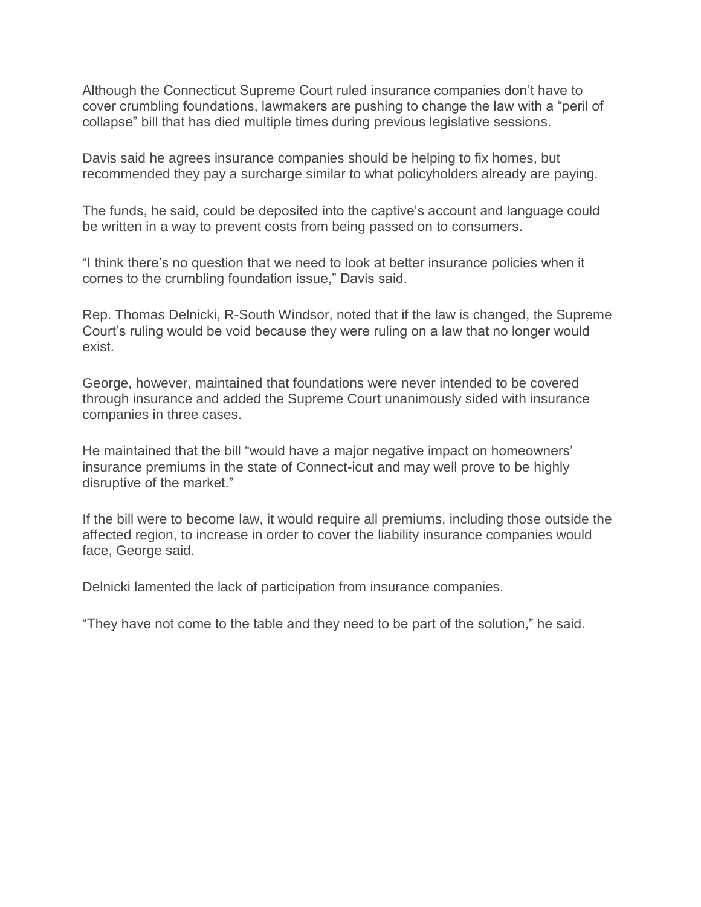Although the Connecticut Supreme Court ruled insurance companies don't have to cover crumbling foundations, lawmakers are pushing to change the law with a "peril of collapse" bill that has died multiple times during previous legislative sessions.

Davis said he agrees insurance companies should be helping to fix homes, but recommended they pay a surcharge similar to what policyholders already are paying.

The funds, he said, could be deposited into the captive's account and language could be written in a way to prevent costs from being passed on to consumers.

"I think there's no question that we need to look at better insurance policies when it comes to the crumbling foundation issue," Davis said.

Rep. Thomas Delnicki, R-South Windsor, noted that if the law is changed, the Supreme Court's ruling would be void because they were ruling on a law that no longer would exist.

George, however, maintained that foundations were never intended to be covered through insurance and added the Supreme Court unanimously sided with insurance companies in three cases.

He maintained that the bill "would have a major negative impact on homeowners' insurance premiums in the state of Connect-icut and may well prove to be highly disruptive of the market."

If the bill were to become law, it would require all premiums, including those outside the affected region, to increase in order to cover the liability insurance companies would face, George said.

Delnicki lamented the lack of participation from insurance companies.

"They have not come to the table and they need to be part of the solution," he said.